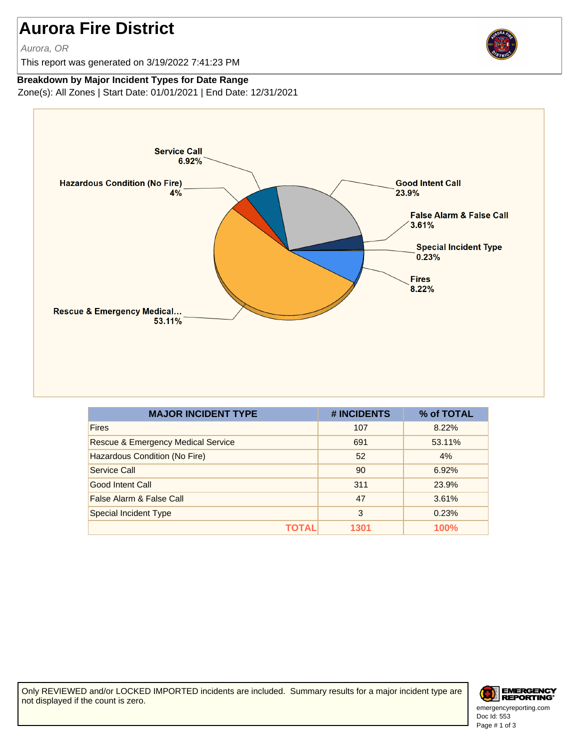# Aurora Fire District

*Aurora, OR*

This report was generated on 3/19/2022 7:41:23 PM

**Breakdown by Major Incident Types for Date Range**

Zone(s): All Zones | Start Date: 01/01/2021 | End Date: 12/31/2021

| MAJOR INCIDENT TYPE | # INCIDENTS | % of TOTAL |
|---|---|---|
| Fires | 107 | 8.22% |
| Rescue & Emergency Medical Service | 691 | 53.11% |
| Hazardous Condition (No Fire) | 52 | 4% |
| Service Call | 90 | 6.92% |
| Good Intent Call | 311 | 23.9% |
| False Alarm & False Call | 47 | 3.61% |
| Special Incident Type | 3 | 0.23% |
| **TOTAL** | **1301** | **100%** |

Only REVIEWED and/or LOCKED IMPORTED incidents are included. Summary results for a major incident type are not displayed if the count is zero.

emergencyreporting.com
Doc Id: 553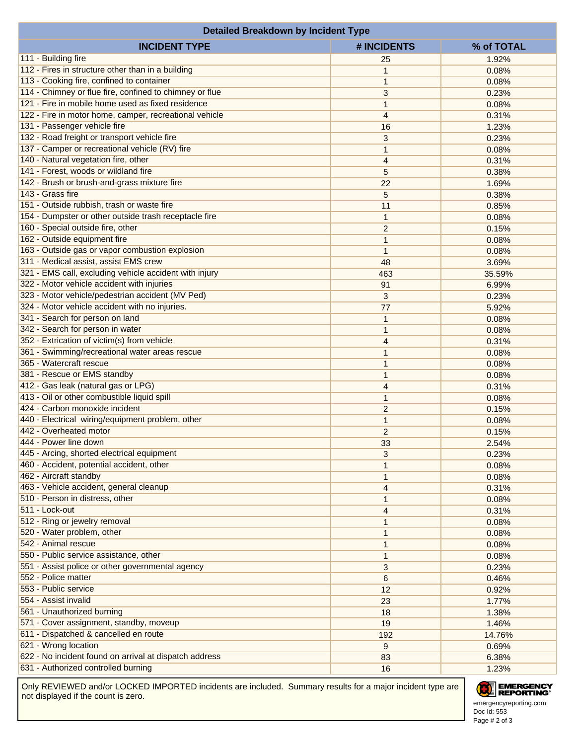| Detailed Breakdown by Incident Type | | |
|---|---|---|
| **INCIDENT TYPE** | **# INCIDENTS** | **% of TOTAL** |
| 111 - Building fire | 25 | 1.92% |
| 112 - Fires in structure other than in a building | 1 | 0.08% |
| 113 - Cooking fire, confined to container | 1 | 0.08% |
| 114 - Chimney or flue fire, confined to chimney or flue | 3 | 0.23% |
| 121 - Fire in mobile home used as fixed residence | 1 | 0.08% |
| 122 - Fire in motor home, camper, recreational vehicle | 4 | 0.31% |
| 131 - Passenger vehicle fire | 16 | 1.23% |
| 132 - Road freight or transport vehicle fire | 3 | 0.23% |
| 137 - Camper or recreational vehicle (RV) fire | 1 | 0.08% |
| 140 - Natural vegetation fire, other | 4 | 0.31% |
| 141 - Forest, woods or wildland fire | 5 | 0.38% |
| 142 - Brush or brush-and-grass mixture fire | 22 | 1.69% |
| 143 - Grass fire | 5 | 0.38% |
| 151 - Outside rubbish, trash or waste fire | 11 | 0.85% |
| 154 - Dumpster or other outside trash receptacle fire | 1 | 0.08% |
| 160 - Special outside fire, other | 2 | 0.15% |
| 162 - Outside equipment fire | 1 | 0.08% |
| 163 - Outside gas or vapor combustion explosion | 1 | 0.08% |
| 311 - Medical assist, assist EMS crew | 48 | 3.69% |
| 321 - EMS call, excluding vehicle accident with injury | 463 | 35.59% |
| 322 - Motor vehicle accident with injuries | 91 | 6.99% |
| 323 - Motor vehicle/pedestrian accident (MV Ped) | 3 | 0.23% |
| 324 - Motor vehicle accident with no injuries. | 77 | 5.92% |
| 341 - Search for person on land | 1 | 0.08% |
| 342 - Search for person in water | 1 | 0.08% |
| 352 - Extrication of victim(s) from vehicle | 4 | 0.31% |
| 361 - Swimming/recreational water areas rescue | 1 | 0.08% |
| 365 - Watercraft rescue | 1 | 0.08% |
| 381 - Rescue or EMS standby | 1 | 0.08% |
| 412 - Gas leak (natural gas or LPG) | 4 | 0.31% |
| 413 - Oil or other combustible liquid spill | 1 | 0.08% |
| 424 - Carbon monoxide incident | 2 | 0.15% |
| 440 - Electrical wiring/equipment problem, other | 1 | 0.08% |
| 442 - Overheated motor | 2 | 0.15% |
| 444 - Power line down | 33 | 2.54% |
| 445 - Arcing, shorted electrical equipment | 3 | 0.23% |
| 460 - Accident, potential accident, other | 1 | 0.08% |
| 462 - Aircraft standby | 1 | 0.08% |
| 463 - Vehicle accident, general cleanup | 4 | 0.31% |
| 510 - Person in distress, other | 1 | 0.08% |
| 511 - Lock-out | 4 | 0.31% |
| 512 - Ring or jewelry removal | 1 | 0.08% |
| 520 - Water problem, other | 1 | 0.08% |
| 542 - Animal rescue | 1 | 0.08% |
| 550 - Public service assistance, other | 1 | 0.08% |
| 551 - Assist police or other governmental agency | 3 | 0.23% |
| 552 - Police matter | 6 | 0.46% |
| 553 - Public service | 12 | 0.92% |
| 554 - Assist invalid | 23 | 1.77% |
| 561 - Unauthorized burning | 18 | 1.38% |
| 571 - Cover assignment, standby, moveup | 19 | 1.46% |
| 611 - Dispatched & cancelled en route | 192 | 14.76% |
| 621 - Wrong location | 9 | 0.69% |
| 622 - No incident found on arrival at dispatch address | 83 | 6.38% |
| 631 - Authorized controlled burning | 16 | 1.23% |

Only REVIEWED and/or LOCKED IMPORTED incidents are included. Summary results for a major incident type are not displayed if the count is zero.

emergencyreporting.com
Doc Id: 553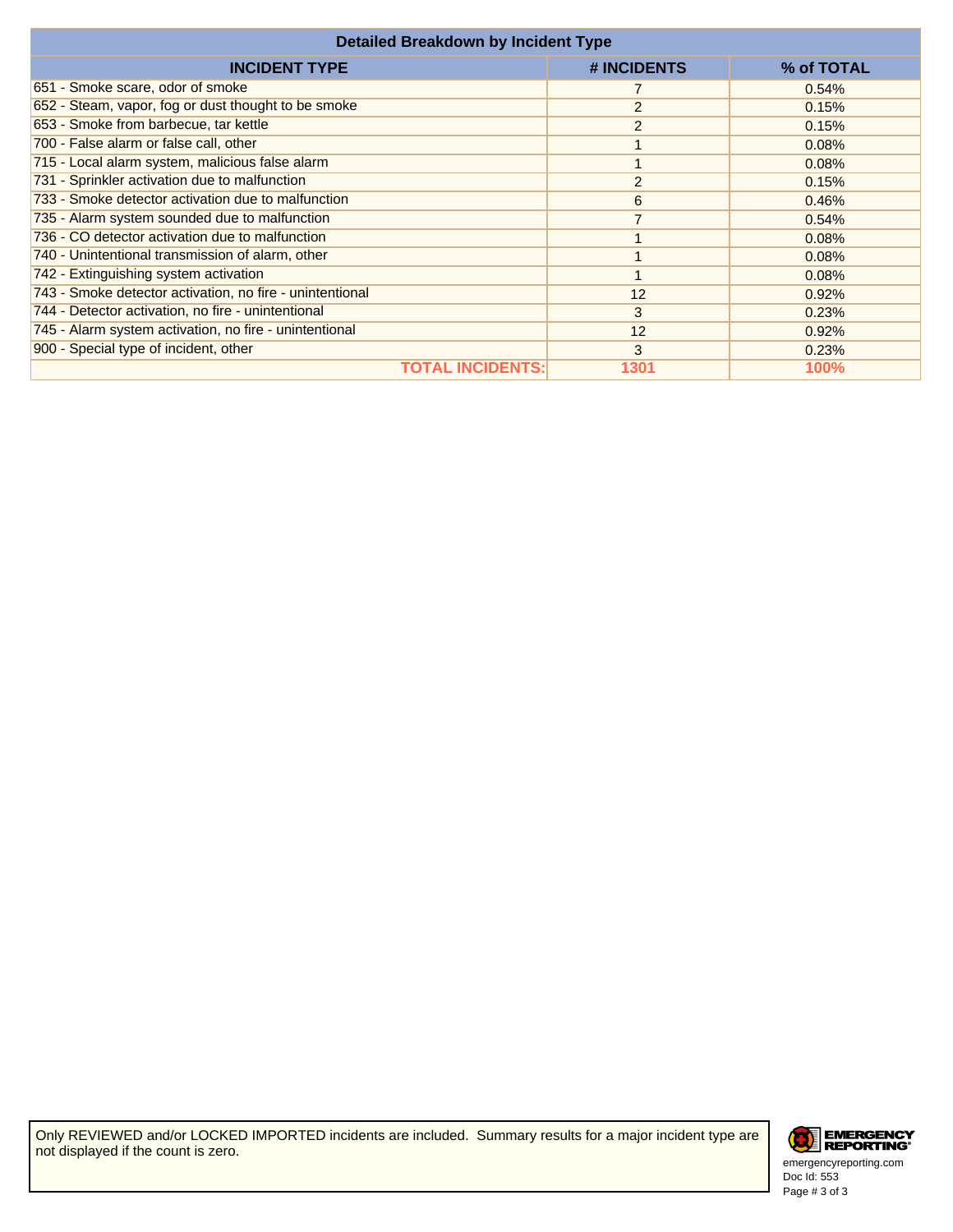| Detailed Breakdown by Incident Type | | |
| --- | --- | --- |
| **INCIDENT TYPE** | **# INCIDENTS** | **% of TOTAL** |
| 651 - Smoke scare, odor of smoke | 7 | 0.54% |
| 652 - Steam, vapor, fog or dust thought to be smoke | 2 | 0.15% |
| 653 - Smoke from barbecue, tar kettle | 2 | 0.15% |
| 700 - False alarm or false call, other | 1 | 0.08% |
| 715 - Local alarm system, malicious false alarm | 1 | 0.08% |
| 731 - Sprinkler activation due to malfunction | 2 | 0.15% |
| 733 - Smoke detector activation due to malfunction | 6 | 0.46% |
| 735 - Alarm system sounded due to malfunction | 7 | 0.54% |
| 736 - CO detector activation due to malfunction | 1 | 0.08% |
| 740 - Unintentional transmission of alarm, other | 1 | 0.08% |
| 742 - Extinguishing system activation | 1 | 0.08% |
| 743 - Smoke detector activation, no fire - unintentional | 12 | 0.92% |
| 744 - Detector activation, no fire - unintentional | 3 | 0.23% |
| 745 - Alarm system activation, no fire - unintentional | 12 | 0.92% |
| 900 - Special type of incident, other | 3 | 0.23% |
| **TOTAL INCIDENTS:** | **1301** | **100%** |

Only REVIEWED and/or LOCKED IMPORTED incidents are included. Summary results for a major incident type are not displayed if the count is zero.

EMERGENCY REPORTING
emergencyreporting.com
Doc Id: 553